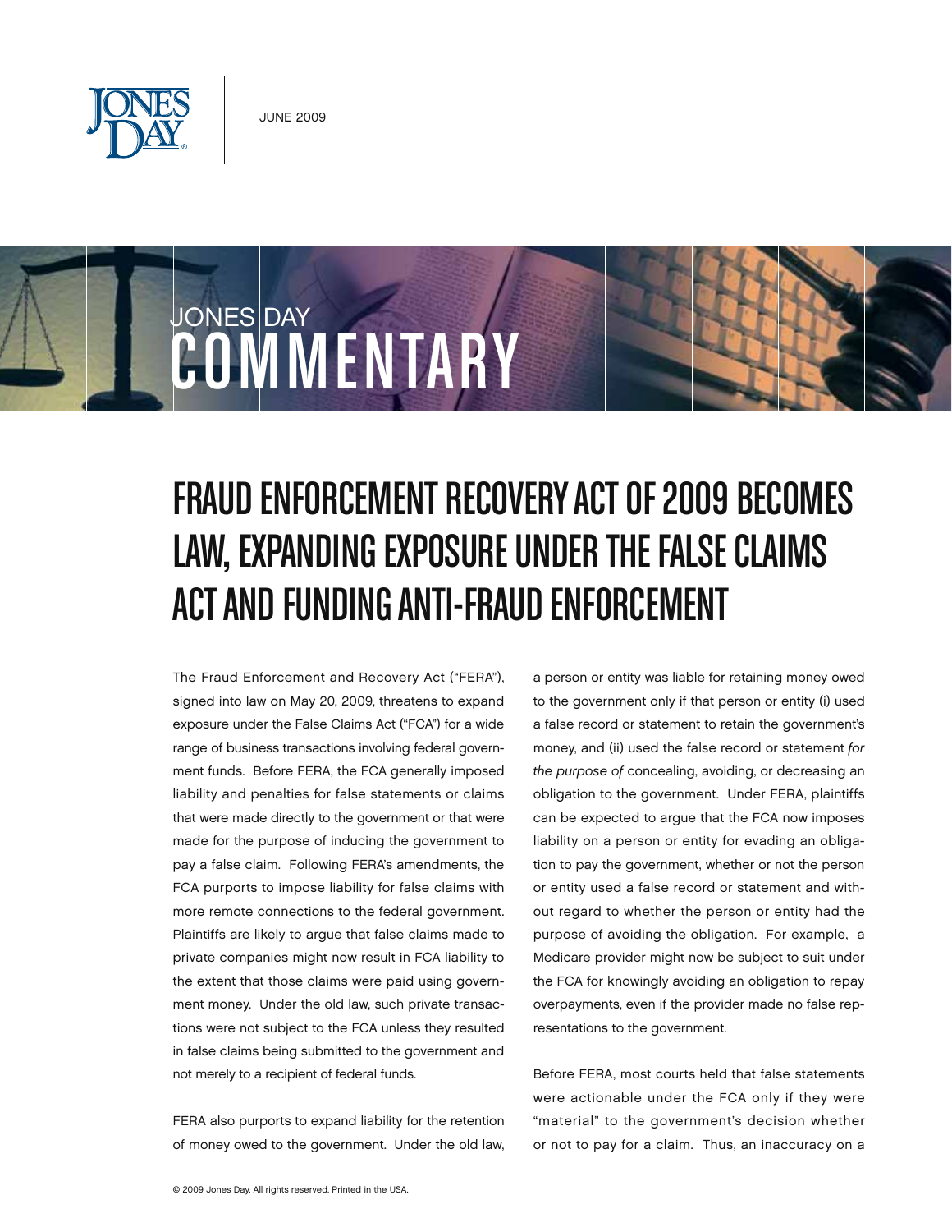JUNE 2009

JONES DAY COMMENTARY

# FRAUD ENFORCEMENT RECOVERY ACT OF 2009 BECOMES LAW, EXPANDING EXPOSURE UNDER THE FALSE CLAIMS ACT AND FUNDING ANTI-FRAUD ENFORCEMENT

The Fraud Enforcement and Recovery Act ("FERA"), signed into law on May 20, 2009, threatens to expand exposure under the False Claims Act ("FCA") for a wide range of business transactions involving federal government funds. Before FERA, the FCA generally imposed liability and penalties for false statements or claims that were made directly to the government or that were made for the purpose of inducing the government to pay a false claim. Following FERA's amendments, the FCA purports to impose liability for false claims with more remote connections to the federal government. Plaintiffs are likely to argue that false claims made to private companies might now result in FCA liability to the extent that those claims were paid using government money. Under the old law, such private transactions were not subject to the FCA unless they resulted in false claims being submitted to the government and not merely to a recipient of federal funds.

FERA also purports to expand liability for the retention of money owed to the government. Under the old law, a person or entity was liable for retaining money owed to the government only if that person or entity (i) used a false record or statement to retain the government's money, and (ii) used the false record or statement *for the purpose of* concealing, avoiding, or decreasing an obligation to the government. Under FERA, plaintiffs can be expected to argue that the FCA now imposes liability on a person or entity for evading an obligation to pay the government, whether or not the person or entity used a false record or statement and without regard to whether the person or entity had the purpose of avoiding the obligation. For example, a Medicare provider might now be subject to suit under the FCA for knowingly avoiding an obligation to repay overpayments, even if the provider made no false representations to the government.

Before FERA, most courts held that false statements were actionable under the FCA only if they were "material" to the government's decision whether or not to pay for a claim. Thus, an inaccuracy on a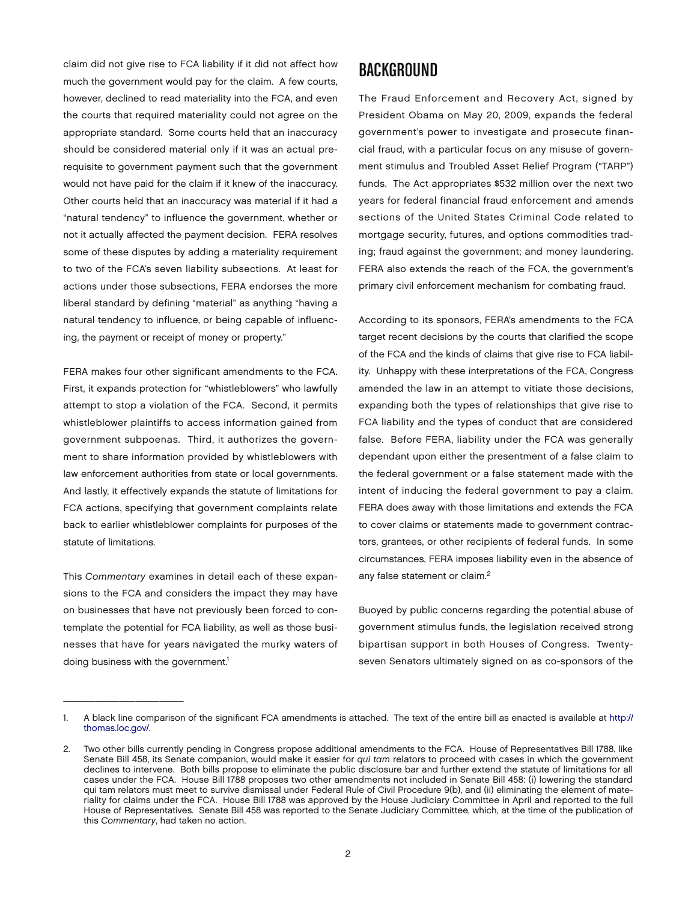claim did not give rise to FCA liability if it did not affect how much the government would pay for the claim. A few courts, however, declined to read materiality into the FCA, and even the courts that required materiality could not agree on the appropriate standard. Some courts held that an inaccuracy should be considered material only if it was an actual prerequisite to government payment such that the government would not have paid for the claim if it knew of the inaccuracy. Other courts held that an inaccuracy was material if it had a "natural tendency" to influence the government, whether or not it actually affected the payment decision. FERA resolves some of these disputes by adding a materiality requirement to two of the FCA's seven liability subsections. At least for actions under those subsections, FERA endorses the more liberal standard by defining "material" as anything "having a natural tendency to influence, or being capable of influencing, the payment or receipt of money or property."

FERA makes four other significant amendments to the FCA. First, it expands protection for "whistleblowers" who lawfully attempt to stop a violation of the FCA. Second, it permits whistleblower plaintiffs to access information gained from government subpoenas. Third, it authorizes the government to share information provided by whistleblowers with law enforcement authorities from state or local governments. And lastly, it effectively expands the statute of limitations for FCA actions, specifying that government complaints relate back to earlier whistleblower complaints for purposes of the statute of limitations.

This *Commentary* examines in detail each of these expansions to the FCA and considers the impact they may have on businesses that have not previously been forced to contemplate the potential for FCA liability, as well as those businesses that have for years navigated the murky waters of doing business with the government.[1]

## BACKGROUND

The Fraud Enforcement and Recovery Act, signed by President Obama on May 20, 2009, expands the federal government's power to investigate and prosecute financial fraud, with a particular focus on any misuse of government stimulus and Troubled Asset Relief Program ("TARP") funds. The Act appropriates $532 million over the next two years for federal financial fraud enforcement and amends sections of the United States Criminal Code related to mortgage security, futures, and options commodities trading; fraud against the government; and money laundering. FERA also extends the reach of the FCA, the government's primary civil enforcement mechanism for combating fraud.

According to its sponsors, FERA's amendments to the FCA target recent decisions by the courts that clarified the scope of the FCA and the kinds of claims that give rise to FCA liability. Unhappy with these interpretations of the FCA, Congress amended the law in an attempt to vitiate those decisions, expanding both the types of relationships that give rise to FCA liability and the types of conduct that are considered false. Before FERA, liability under the FCA was generally dependant upon either the presentment of a false claim to the federal government or a false statement made with the intent of inducing the federal government to pay a claim. FERA does away with those limitations and extends the FCA to cover claims or statements made to government contractors, grantees, or other recipients of federal funds. In some circumstances, FERA imposes liability even in the absence of any false statement or claim.[2]

Buoyed by public concerns regarding the potential abuse of government stimulus funds, the legislation received strong bipartisan support in both Houses of Congress. Twenty-seven Senators ultimately signed on as co-sponsors of the

---

1. A black line comparison of the significant FCA amendments is attached. The text of the entire bill as enacted is available at http://thomas.loc.gov/.

2. Two other bills currently pending in Congress propose additional amendments to the FCA. House of Representatives Bill 1788, like Senate Bill 458, its Senate companion, would make it easier for *qui tam* relators to proceed with cases in which the government declines to intervene. Both bills propose to eliminate the public disclosure bar and further extend the statute of limitations for all cases under the FCA. House Bill 1788 proposes two other amendments not included in Senate Bill 458: (i) lowering the standard qui tam relators must meet to survive dismissal under Federal Rule of Civil Procedure 9(b), and (ii) eliminating the element of materiality for claims under the FCA. House Bill 1788 was approved by the House Judiciary Committee in April and reported to the full House of Representatives. Senate Bill 458 was reported to the Senate Judiciary Committee, which, at the time of the publication of this *Commentary*, had taken no action.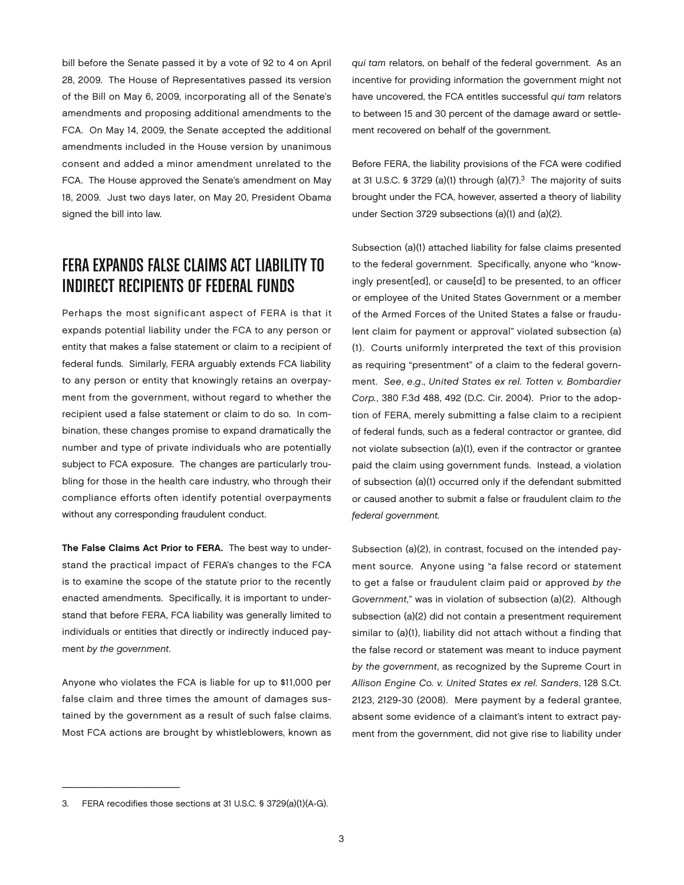bill before the Senate passed it by a vote of 92 to 4 on April 28, 2009. The House of Representatives passed its version of the Bill on May 6, 2009, incorporating all of the Senate's amendments and proposing additional amendments to the FCA. On May 14, 2009, the Senate accepted the additional amendments included in the House version by unanimous consent and added a minor amendment unrelated to the FCA. The House approved the Senate's amendment on May 18, 2009. Just two days later, on May 20, President Obama signed the bill into law.

## FERA EXPANDS FALSE CLAIMS ACT LIABILITY TO INDIRECT RECIPIENTS OF FEDERAL FUNDS

Perhaps the most significant aspect of FERA is that it expands potential liability under the FCA to any person or entity that makes a false statement or claim to a recipient of federal funds. Similarly, FERA arguably extends FCA liability to any person or entity that knowingly retains an overpayment from the government, without regard to whether the recipient used a false statement or claim to do so. In combination, these changes promise to expand dramatically the number and type of private individuals who are potentially subject to FCA exposure. The changes are particularly troubling for those in the health care industry, who through their compliance efforts often identify potential overpayments without any corresponding fraudulent conduct.

**The False Claims Act Prior to FERA.** The best way to understand the practical impact of FERA's changes to the FCA is to examine the scope of the statute prior to the recently enacted amendments. Specifically, it is important to understand that before FERA, FCA liability was generally limited to individuals or entities that directly or indirectly induced payment *by the government*.

Anyone who violates the FCA is liable for up to $11,000 per false claim and three times the amount of damages sustained by the government as a result of such false claims. Most FCA actions are brought by whistleblowers, known as *qui tam* relators, on behalf of the federal government. As an incentive for providing information the government might not have uncovered, the FCA entitles successful *qui tam* relators to between 15 and 30 percent of the damage award or settlement recovered on behalf of the government.

Before FERA, the liability provisions of the FCA were codified at 31 U.S.C. § 3729 (a)(1) through (a)(7).[3] The majority of suits brought under the FCA, however, asserted a theory of liability under Section 3729 subsections (a)(1) and (a)(2).

Subsection (a)(1) attached liability for false claims presented to the federal government. Specifically, anyone who "knowingly present[ed], or cause[d] to be presented, to an officer or employee of the United States Government or a member of the Armed Forces of the United States a false or fraudulent claim for payment or approval" violated subsection (a)(1). Courts uniformly interpreted the text of this provision as requiring "presentment" of a claim to the federal government. *See*, *e.g*., *United States ex rel. Totten v. Bombardier Corp.*, 380 F.3d 488, 492 (D.C. Cir. 2004). Prior to the adoption of FERA, merely submitting a false claim to a recipient of federal funds, such as a federal contractor or grantee, did not violate subsection (a)(1), even if the contractor or grantee paid the claim using government funds. Instead, a violation of subsection (a)(1) occurred only if the defendant submitted or caused another to submit a false or fraudulent claim *to the federal government.*

Subsection (a)(2), in contrast, focused on the intended payment source. Anyone using "a false record or statement to get a false or fraudulent claim paid or approved *by the Government*," was in violation of subsection (a)(2). Although subsection (a)(2) did not contain a presentment requirement similar to (a)(1), liability did not attach without a finding that the false record or statement was meant to induce payment *by the government*, as recognized by the Supreme Court in *Allison Engine Co. v. United States ex rel. Sanders*, 128 S.Ct. 2123, 2129-30 (2008). Mere payment by a federal grantee, absent some evidence of a claimant's intent to extract payment from the government, did not give rise to liability under

---

3. FERA recodifies those sections at 31 U.S.C. § 3729(a)(1)(A-G).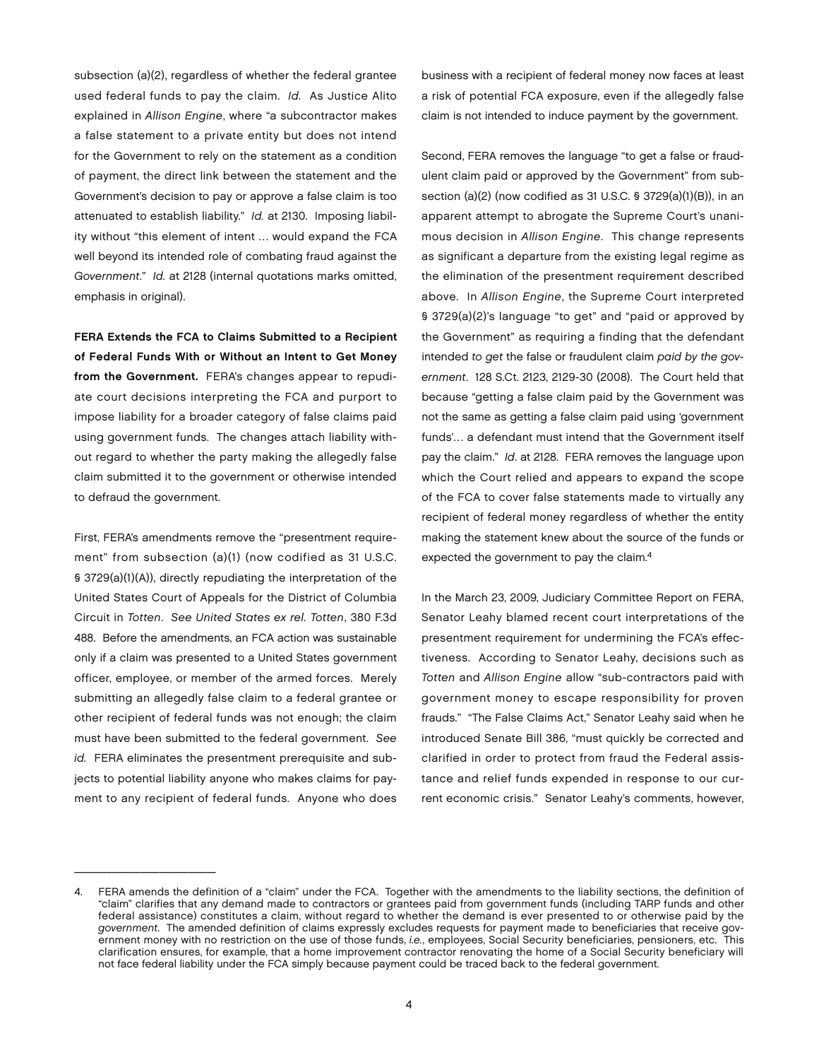subsection (a)(2), regardless of whether the federal grantee used federal funds to pay the claim. *Id.* As Justice Alito explained in *Allison Engine*, where "a subcontractor makes a false statement to a private entity but does not intend for the Government to rely on the statement as a condition of payment, the direct link between the statement and the Government's decision to pay or approve a false claim is too attenuated to establish liability." *Id.* at 2130. Imposing liability without "this element of intent … would expand the FCA well beyond its intended role of combating fraud against the *Government*." *Id.* at 2128 (internal quotations marks omitted, emphasis in original).

**FERA Extends the FCA to Claims Submitted to a Recipient of Federal Funds With or Without an Intent to Get Money from the Government.** FERA's changes appear to repudiate court decisions interpreting the FCA and purport to impose liability for a broader category of false claims paid using government funds. The changes attach liability without regard to whether the party making the allegedly false claim submitted it to the government or otherwise intended to defraud the government.

First, FERA's amendments remove the "presentment requirement" from subsection (a)(1) (now codified as 31 U.S.C. § 3729(a)(1)(A)), directly repudiating the interpretation of the United States Court of Appeals for the District of Columbia Circuit in *Totten*. *See United States ex rel. Totten*, 380 F.3d 488. Before the amendments, an FCA action was sustainable only if a claim was presented to a United States government officer, employee, or member of the armed forces. Merely submitting an allegedly false claim to a federal grantee or other recipient of federal funds was not enough; the claim must have been submitted to the federal government. *See id.* FERA eliminates the presentment prerequisite and subjects to potential liability anyone who makes claims for payment to any recipient of federal funds. Anyone who does business with a recipient of federal money now faces at least a risk of potential FCA exposure, even if the allegedly false claim is not intended to induce payment by the government.

Second, FERA removes the language "to get a false or fraudulent claim paid or approved by the Government" from subsection (a)(2) (now codified as 31 U.S.C. § 3729(a)(1)(B)), in an apparent attempt to abrogate the Supreme Court's unanimous decision in *Allison Engine*. This change represents as significant a departure from the existing legal regime as the elimination of the presentment requirement described above. In *Allison Engine*, the Supreme Court interpreted § 3729(a)(2)'s language "to get" and "paid or approved by the Government" as requiring a finding that the defendant intended *to get* the false or fraudulent claim *paid by the government*. 128 S.Ct. 2123, 2129-30 (2008). The Court held that because "getting a false claim paid by the Government was not the same as getting a false claim paid using 'government funds'… a defendant must intend that the Government itself pay the claim." *Id.* at 2128. FERA removes the language upon which the Court relied and appears to expand the scope of the FCA to cover false statements made to virtually any recipient of federal money regardless of whether the entity making the statement knew about the source of the funds or expected the government to pay the claim.[4]

In the March 23, 2009, Judiciary Committee Report on FERA, Senator Leahy blamed recent court interpretations of the presentment requirement for undermining the FCA's effectiveness. According to Senator Leahy, decisions such as *Totten* and *Allison Engine* allow "sub-contractors paid with government money to escape responsibility for proven frauds." "The False Claims Act," Senator Leahy said when he introduced Senate Bill 386, "must quickly be corrected and clarified in order to protect from fraud the Federal assistance and relief funds expended in response to our current economic crisis." Senator Leahy's comments, however,

---

4. FERA amends the definition of a "claim" under the FCA. Together with the amendments to the liability sections, the definition of "claim" clarifies that any demand made to contractors or grantees paid from government funds (including TARP funds and other federal assistance) constitutes a claim, without regard to whether the demand is ever presented to or otherwise paid by the *government*. The amended definition of claims expressly excludes requests for payment made to beneficiaries that receive government money with no restriction on the use of those funds, *i.e.*, employees, Social Security beneficiaries, pensioners, etc. This clarification ensures, for example, that a home improvement contractor renovating the home of a Social Security beneficiary will not face federal liability under the FCA simply because payment could be traced back to the federal government.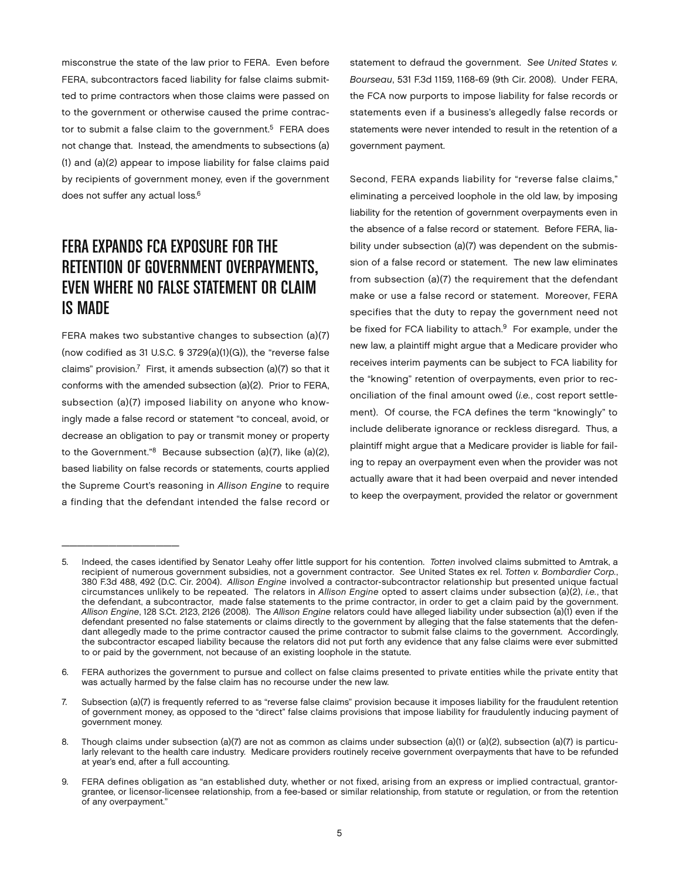misconstrue the state of the law prior to FERA. Even before FERA, subcontractors faced liability for false claims submitted to prime contractors when those claims were passed on to the government or otherwise caused the prime contractor to submit a false claim to the government.[5] FERA does not change that. Instead, the amendments to subsections (a)(1) and (a)(2) appear to impose liability for false claims paid by recipients of government money, even if the government does not suffer any actual loss.[6]

## FERA EXPANDS FCA EXPOSURE FOR THE RETENTION OF GOVERNMENT OVERPAYMENTS, EVEN WHERE NO FALSE STATEMENT OR CLAIM IS MADE

FERA makes two substantive changes to subsection (a)(7) (now codified as 31 U.S.C. § 3729(a)(1)(G)), the "reverse false claims" provision.[7] First, it amends subsection (a)(7) so that it conforms with the amended subsection (a)(2). Prior to FERA, subsection (a)(7) imposed liability on anyone who knowingly made a false record or statement "to conceal, avoid, or decrease an obligation to pay or transmit money or property to the Government."[8] Because subsection (a)(7), like (a)(2), based liability on false records or statements, courts applied the Supreme Court's reasoning in *Allison Engine* to require a finding that the defendant intended the false record or statement to defraud the government. *See United States v. Bourseau*, 531 F.3d 1159, 1168-69 (9th Cir. 2008). Under FERA, the FCA now purports to impose liability for false records or statements even if a business's allegedly false records or statements were never intended to result in the retention of a government payment.

Second, FERA expands liability for "reverse false claims," eliminating a perceived loophole in the old law, by imposing liability for the retention of government overpayments even in the absence of a false record or statement. Before FERA, liability under subsection (a)(7) was dependent on the submission of a false record or statement. The new law eliminates from subsection (a)(7) the requirement that the defendant make or use a false record or statement. Moreover, FERA specifies that the duty to repay the government need not be fixed for FCA liability to attach.[9] For example, under the new law, a plaintiff might argue that a Medicare provider who receives interim payments can be subject to FCA liability for the "knowing" retention of overpayments, even prior to reconciliation of the final amount owed (*i.e.*, cost report settlement). Of course, the FCA defines the term "knowingly" to include deliberate ignorance or reckless disregard. Thus, a plaintiff might argue that a Medicare provider is liable for failing to repay an overpayment even when the provider was not actually aware that it had been overpaid and never intended to keep the overpayment, provided the relator or government

---

5. Indeed, the cases identified by Senator Leahy offer little support for his contention. *Totten* involved claims submitted to Amtrak, a recipient of numerous government subsidies, not a government contractor. *See* United States ex rel. *Totten v. Bombardier Corp.*, 380 F.3d 488, 492 (D.C. Cir. 2004). *Allison Engine* involved a contractor-subcontractor relationship but presented unique factual circumstances unlikely to be repeated. The relators in *Allison Engine* opted to assert claims under subsection (a)(2), *i.e.*, that the defendant, a subcontractor, made false statements to the prime contractor, in order to get a claim paid by the government. *Allison Engine*, 128 S.Ct. 2123, 2126 (2008). The *Allison Engine* relators could have alleged liability under subsection (a)(1) even if the defendant presented no false statements or claims directly to the government by alleging that the false statements that the defendant allegedly made to the prime contractor caused the prime contractor to submit false claims to the government. Accordingly, the subcontractor escaped liability because the relators did not put forth any evidence that any false claims were ever submitted to or paid by the government, not because of an existing loophole in the statute.

6. FERA authorizes the government to pursue and collect on false claims presented to private entities while the private entity that was actually harmed by the false claim has no recourse under the new law.

7. Subsection (a)(7) is frequently referred to as "reverse false claims" provision because it imposes liability for the fraudulent retention of government money, as opposed to the "direct" false claims provisions that impose liability for fraudulently inducing payment of government money.

8. Though claims under subsection (a)(7) are not as common as claims under subsection (a)(1) or (a)(2), subsection (a)(7) is particularly relevant to the health care industry. Medicare providers routinely receive government overpayments that have to be refunded at year's end, after a full accounting.

9. FERA defines obligation as "an established duty, whether or not fixed, arising from an express or implied contractual, grantor-grantee, or licensor-licensee relationship, from a fee-based or similar relationship, from statute or regulation, or from the retention of any overpayment."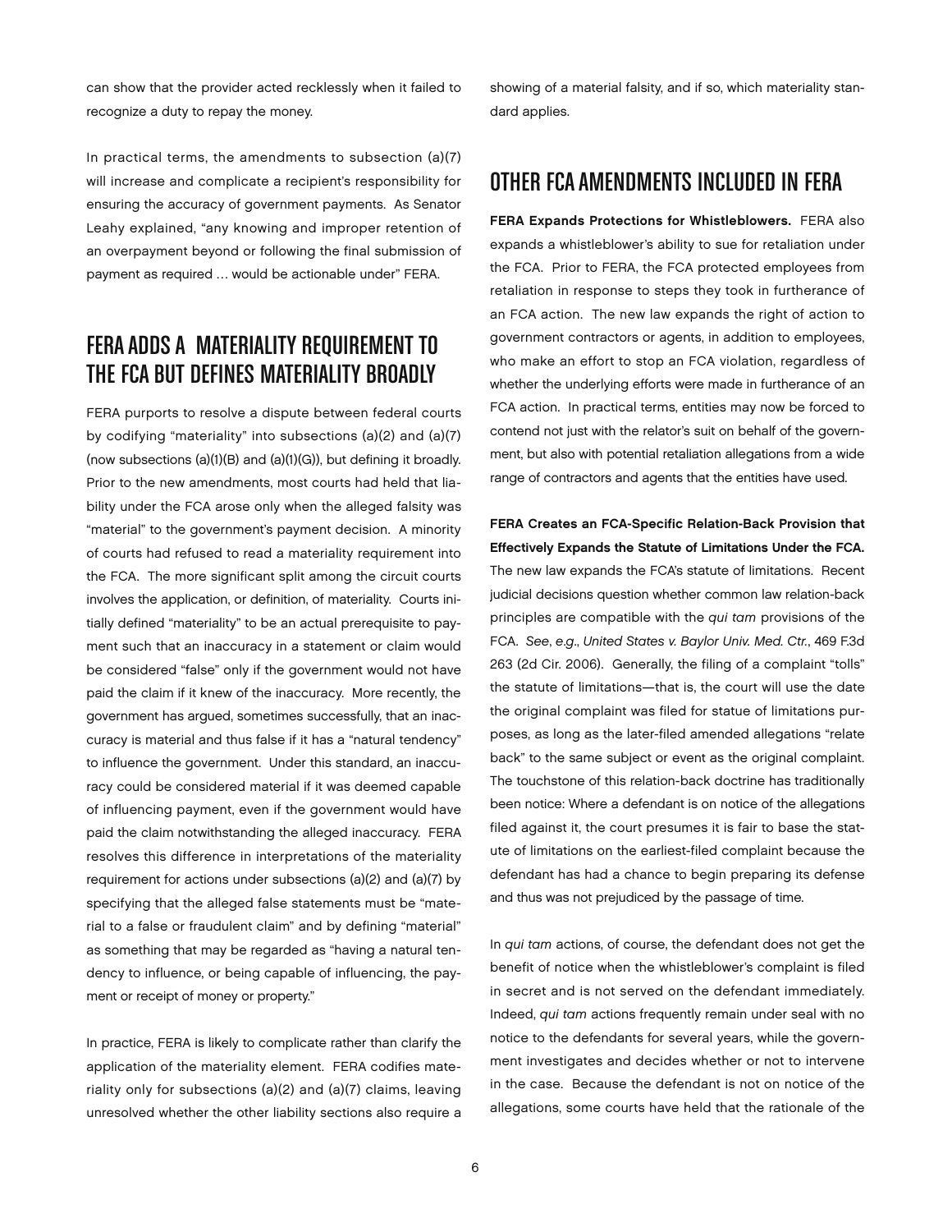can show that the provider acted recklessly when it failed to recognize a duty to repay the money.

In practical terms, the amendments to subsection (a)(7) will increase and complicate a recipient's responsibility for ensuring the accuracy of government payments. As Senator Leahy explained, "any knowing and improper retention of an overpayment beyond or following the final submission of payment as required … would be actionable under" FERA.

## FERA ADDS A MATERIALITY REQUIREMENT TO THE FCA BUT DEFINES MATERIALITY BROADLY

FERA purports to resolve a dispute between federal courts by codifying "materiality" into subsections (a)(2) and (a)(7) (now subsections (a)(1)(B) and (a)(1)(G)), but defining it broadly. Prior to the new amendments, most courts had held that liability under the FCA arose only when the alleged falsity was "material" to the government's payment decision. A minority of courts had refused to read a materiality requirement into the FCA. The more significant split among the circuit courts involves the application, or definition, of materiality. Courts initially defined "materiality" to be an actual prerequisite to payment such that an inaccuracy in a statement or claim would be considered "false" only if the government would not have paid the claim if it knew of the inaccuracy. More recently, the government has argued, sometimes successfully, that an inaccuracy is material and thus false if it has a "natural tendency" to influence the government. Under this standard, an inaccuracy could be considered material if it was deemed capable of influencing payment, even if the government would have paid the claim notwithstanding the alleged inaccuracy. FERA resolves this difference in interpretations of the materiality requirement for actions under subsections (a)(2) and (a)(7) by specifying that the alleged false statements must be "material to a false or fraudulent claim" and by defining "material" as something that may be regarded as "having a natural tendency to influence, or being capable of influencing, the payment or receipt of money or property."

In practice, FERA is likely to complicate rather than clarify the application of the materiality element. FERA codifies materiality only for subsections (a)(2) and (a)(7) claims, leaving unresolved whether the other liability sections also require a showing of a material falsity, and if so, which materiality standard applies.

## OTHER FCA AMENDMENTS INCLUDED IN FERA

**FERA Expands Protections for Whistleblowers.** FERA also expands a whistleblower's ability to sue for retaliation under the FCA. Prior to FERA, the FCA protected employees from retaliation in response to steps they took in furtherance of an FCA action. The new law expands the right of action to government contractors or agents, in addition to employees, who make an effort to stop an FCA violation, regardless of whether the underlying efforts were made in furtherance of an FCA action. In practical terms, entities may now be forced to contend not just with the relator's suit on behalf of the government, but also with potential retaliation allegations from a wide range of contractors and agents that the entities have used.

**FERA Creates an FCA-Specific Relation-Back Provision that Effectively Expands the Statute of Limitations Under the FCA.** The new law expands the FCA's statute of limitations. Recent judicial decisions question whether common law relation-back principles are compatible with the *qui tam* provisions of the FCA. *See*, *e.g.*, *United States v. Baylor Univ. Med. Ctr.*, 469 F.3d 263 (2d Cir. 2006). Generally, the filing of a complaint "tolls" the statute of limitations—that is, the court will use the date the original complaint was filed for statue of limitations purposes, as long as the later-filed amended allegations "relate back" to the same subject or event as the original complaint. The touchstone of this relation-back doctrine has traditionally been notice: Where a defendant is on notice of the allegations filed against it, the court presumes it is fair to base the statute of limitations on the earliest-filed complaint because the defendant has had a chance to begin preparing its defense and thus was not prejudiced by the passage of time.

In *qui tam* actions, of course, the defendant does not get the benefit of notice when the whistleblower's complaint is filed in secret and is not served on the defendant immediately. Indeed, *qui tam* actions frequently remain under seal with no notice to the defendants for several years, while the government investigates and decides whether or not to intervene in the case. Because the defendant is not on notice of the allegations, some courts have held that the rationale of the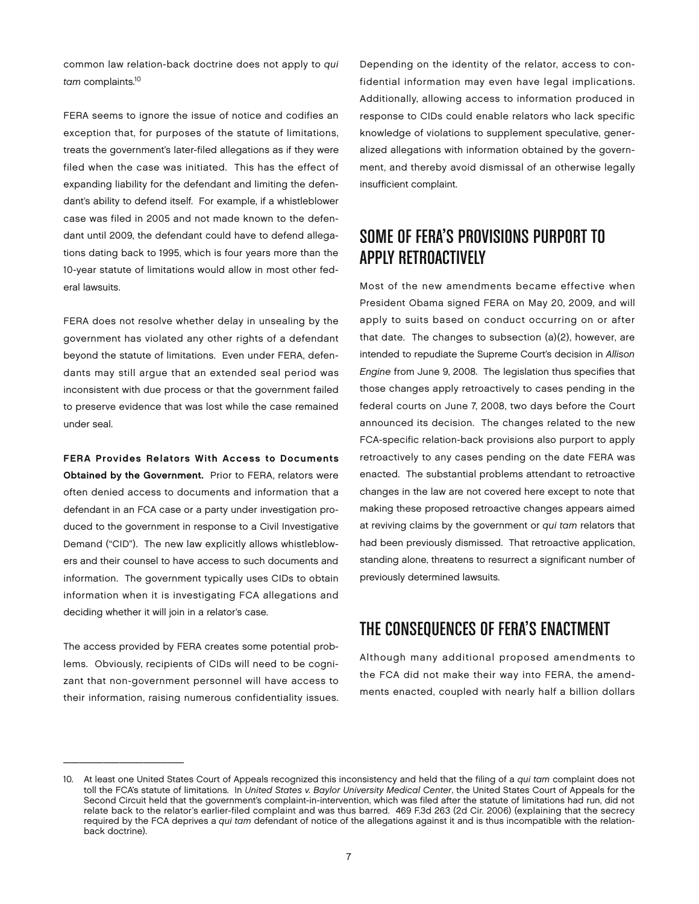common law relation-back doctrine does not apply to *qui tam* complaints.[10]

FERA seems to ignore the issue of notice and codifies an exception that, for purposes of the statute of limitations, treats the government's later-filed allegations as if they were filed when the case was initiated. This has the effect of expanding liability for the defendant and limiting the defendant's ability to defend itself. For example, if a whistleblower case was filed in 2005 and not made known to the defendant until 2009, the defendant could have to defend allegations dating back to 1995, which is four years more than the 10-year statute of limitations would allow in most other federal lawsuits.

FERA does not resolve whether delay in unsealing by the government has violated any other rights of a defendant beyond the statute of limitations. Even under FERA, defendants may still argue that an extended seal period was inconsistent with due process or that the government failed to preserve evidence that was lost while the case remained under seal.

**FERA Provides Relators With Access to Documents Obtained by the Government.** Prior to FERA, relators were often denied access to documents and information that a defendant in an FCA case or a party under investigation produced to the government in response to a Civil Investigative Demand ("CID"). The new law explicitly allows whistleblowers and their counsel to have access to such documents and information. The government typically uses CIDs to obtain information when it is investigating FCA allegations and deciding whether it will join in a relator's case.

The access provided by FERA creates some potential problems. Obviously, recipients of CIDs will need to be cognizant that non-government personnel will have access to their information, raising numerous confidentiality issues. Depending on the identity of the relator, access to confidential information may even have legal implications. Additionally, allowing access to information produced in response to CIDs could enable relators who lack specific knowledge of violations to supplement speculative, generalized allegations with information obtained by the government, and thereby avoid dismissal of an otherwise legally insufficient complaint.

## SOME OF FERA'S PROVISIONS PURPORT TO APPLY RETROACTIVELY

Most of the new amendments became effective when President Obama signed FERA on May 20, 2009, and will apply to suits based on conduct occurring on or after that date. The changes to subsection (a)(2), however, are intended to repudiate the Supreme Court's decision in *Allison Engine* from June 9, 2008. The legislation thus specifies that those changes apply retroactively to cases pending in the federal courts on June 7, 2008, two days before the Court announced its decision. The changes related to the new FCA-specific relation-back provisions also purport to apply retroactively to any cases pending on the date FERA was enacted. The substantial problems attendant to retroactive changes in the law are not covered here except to note that making these proposed retroactive changes appears aimed at reviving claims by the government or *qui tam* relators that had been previously dismissed. That retroactive application, standing alone, threatens to resurrect a significant number of previously determined lawsuits.

## THE CONSEQUENCES OF FERA'S ENACTMENT

Although many additional proposed amendments to the FCA did not make their way into FERA, the amendments enacted, coupled with nearly half a billion dollars

---

10. At least one United States Court of Appeals recognized this inconsistency and held that the filing of a *qui tam* complaint does not toll the FCA's statute of limitations. In *United States v. Baylor University Medical Center*, the United States Court of Appeals for the Second Circuit held that the government's complaint-in-intervention, which was filed after the statute of limitations had run, did not relate back to the relator's earlier-filed complaint and was thus barred. 469 F.3d 263 (2d Cir. 2006) (explaining that the secrecy required by the FCA deprives a *qui tam* defendant of notice of the allegations against it and is thus incompatible with the relation-back doctrine).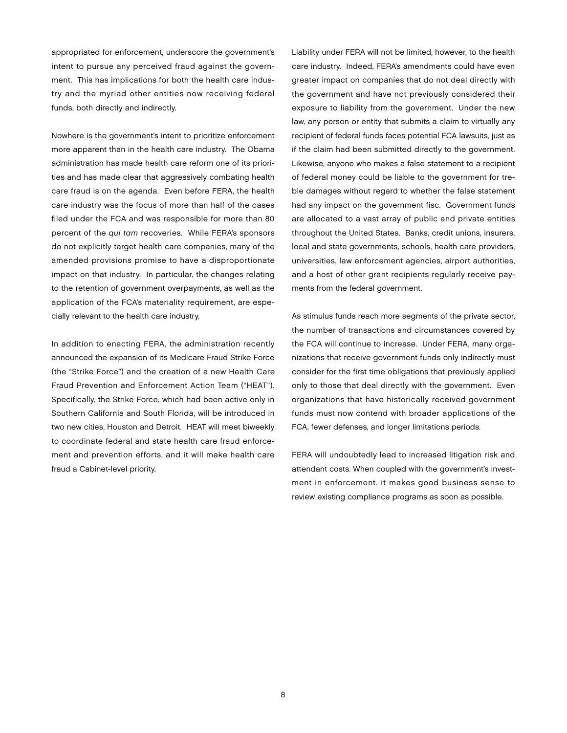appropriated for enforcement, underscore the government's intent to pursue any perceived fraud against the government. This has implications for both the health care industry and the myriad other entities now receiving federal funds, both directly and indirectly.

Nowhere is the government's intent to prioritize enforcement more apparent than in the health care industry. The Obama administration has made health care reform one of its priorities and has made clear that aggressively combating health care fraud is on the agenda. Even before FERA, the health care industry was the focus of more than half of the cases filed under the FCA and was responsible for more than 80 percent of the *qui tam* recoveries. While FERA's sponsors do not explicitly target health care companies, many of the amended provisions promise to have a disproportionate impact on that industry. In particular, the changes relating to the retention of government overpayments, as well as the application of the FCA's materiality requirement, are especially relevant to the health care industry.

In addition to enacting FERA, the administration recently announced the expansion of its Medicare Fraud Strike Force (the "Strike Force") and the creation of a new Health Care Fraud Prevention and Enforcement Action Team ("HEAT"). Specifically, the Strike Force, which had been active only in Southern California and South Florida, will be introduced in two new cities, Houston and Detroit. HEAT will meet biweekly to coordinate federal and state health care fraud enforcement and prevention efforts, and it will make health care fraud a Cabinet-level priority.

Liability under FERA will not be limited, however, to the health care industry. Indeed, FERA's amendments could have even greater impact on companies that do not deal directly with the government and have not previously considered their exposure to liability from the government. Under the new law, any person or entity that submits a claim to virtually any recipient of federal funds faces potential FCA lawsuits, just as if the claim had been submitted directly to the government. Likewise, anyone who makes a false statement to a recipient of federal money could be liable to the government for treble damages without regard to whether the false statement had any impact on the government fisc. Government funds are allocated to a vast array of public and private entities throughout the United States. Banks, credit unions, insurers, local and state governments, schools, health care providers, universities, law enforcement agencies, airport authorities, and a host of other grant recipients regularly receive payments from the federal government.

As stimulus funds reach more segments of the private sector, the number of transactions and circumstances covered by the FCA will continue to increase. Under FERA, many organizations that receive government funds only indirectly must consider for the first time obligations that previously applied only to those that deal directly with the government. Even organizations that have historically received government funds must now contend with broader applications of the FCA, fewer defenses, and longer limitations periods.

FERA will undoubtedly lead to increased litigation risk and attendant costs. When coupled with the government's investment in enforcement, it makes good business sense to review existing compliance programs as soon as possible.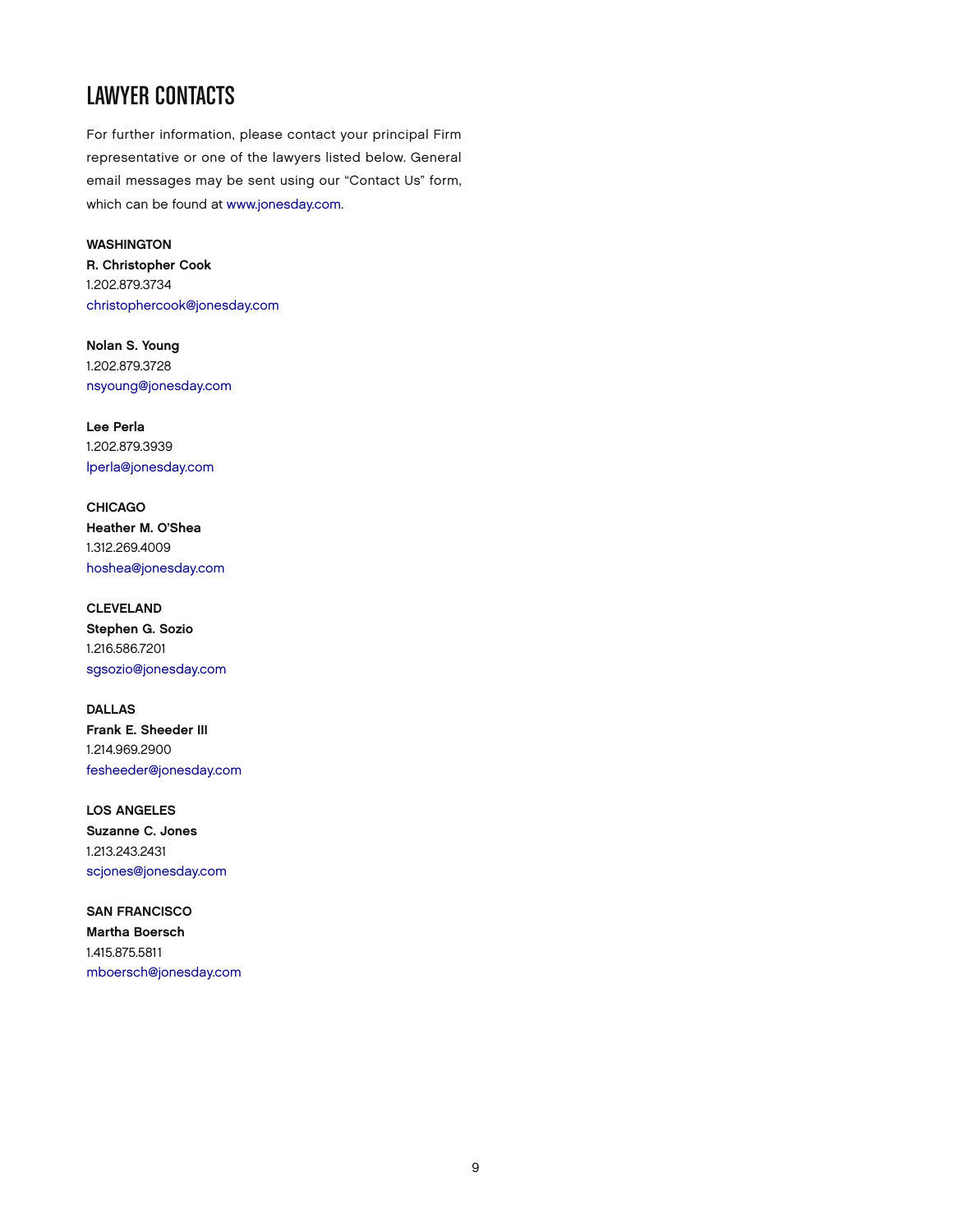# LAWYER CONTACTS

For further information, please contact your principal Firm representative or one of the lawyers listed below. General email messages may be sent using our "Contact Us" form, which can be found at www.jonesday.com.

**WASHINGTON**
**R. Christopher Cook**
1.202.879.3734
christophercook@jonesday.com

**Nolan S. Young**
1.202.879.3728
nsyoung@jonesday.com

**Lee Perla**
1.202.879.3939
lperla@jonesday.com

**CHICAGO**
**Heather M. O'Shea**
1.312.269.4009
hoshea@jonesday.com

**CLEVELAND**
**Stephen G. Sozio**
1.216.586.7201
sgsozio@jonesday.com

**DALLAS**
**Frank E. Sheeder III**
1.214.969.2900
fesheeder@jonesday.com

**LOS ANGELES**
**Suzanne C. Jones**
1.213.243.2431
scjones@jonesday.com

**SAN FRANCISCO**
**Martha Boersch**
1.415.875.5811
mboersch@jonesday.com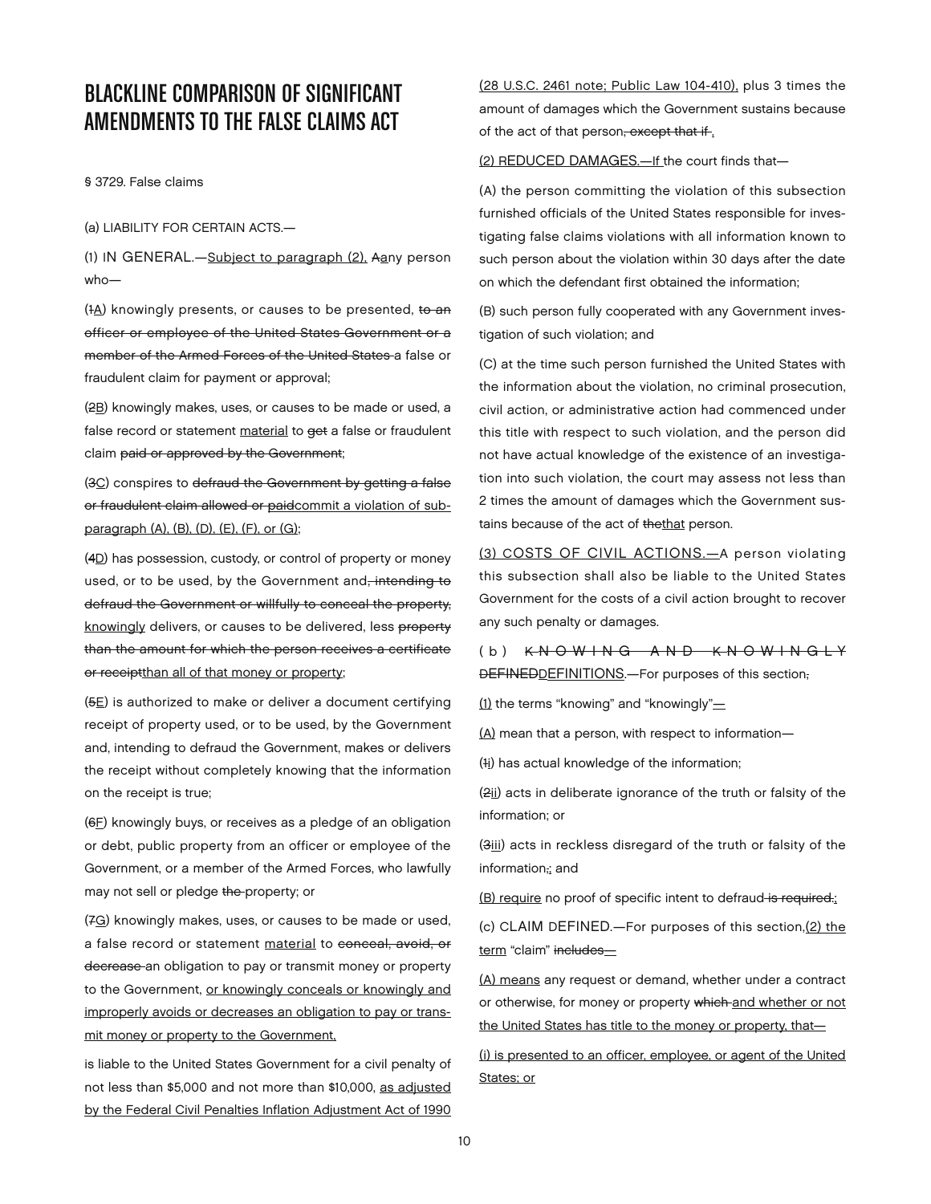# BLACKLINE COMPARISON OF SIGNIFICANT AMENDMENTS TO THE FALSE CLAIMS ACT

§ 3729. False claims

(a) LIABILITY FOR CERTAIN ACTS.—

(1) IN GENERAL.—<u>Subject to paragraph (2),</u> ~~A~~<u>a</u>ny person who—

(~~1~~<u>A</u>) knowingly presents, or causes to be presented, ~~to an officer or employee of the United States Government or a member of the Armed Forces of the United States~~ a false or fraudulent claim for payment or approval;

(~~2~~<u>B</u>) knowingly makes, uses, or causes to be made or used, a false record or statement <u>material</u> to ~~get~~ a false or fraudulent claim ~~paid or approved by the Government~~;

(~~3~~<u>C</u>) conspires to ~~defraud the Government by getting a false or fraudulent claim allowed or paid~~<u>commit a violation of subparagraph (A), (B), (D), (E), (F), or (G)</u>;

(~~4~~<u>D</u>) has possession, custody, or control of property or money used, or to be used, by the Government and~~, intending to defraud the Government or willfully to conceal the property,~~ <u>knowingly</u> delivers, or causes to be delivered, less ~~property than the amount for which the person receives a certificate or receipt~~<u>than all of that money or property</u>;

(~~5~~<u>E</u>) is authorized to make or deliver a document certifying receipt of property used, or to be used, by the Government and, intending to defraud the Government, makes or delivers the receipt without completely knowing that the information on the receipt is true;

(~~6~~<u>F</u>) knowingly buys, or receives as a pledge of an obligation or debt, public property from an officer or employee of the Government, or a member of the Armed Forces, who lawfully may not sell or pledge ~~the~~ property; or

(~~7~~<u>G</u>) knowingly makes, uses, or causes to be made or used, a false record or statement <u>material</u> to ~~conceal, avoid, or decrease~~ an obligation to pay or transmit money or property to the Government, <u>or knowingly conceals or knowingly and improperly avoids or decreases an obligation to pay or transmit money or property to the Government,</u>

is liable to the United States Government for a civil penalty of not less than $5,000 and not more than $10,000, <u>as adjusted by the Federal Civil Penalties Inflation Adjustment Act of 1990 (28 U.S.C. 2461 note; Public Law 104-410),</u> plus 3 times the amount of damages which the Government sustains because of the act of that person~~, except that if~~ <u>.</u>

<u>(2) REDUCED DAMAGES.—If</u> the court finds that—

(A) the person committing the violation of this subsection furnished officials of the United States responsible for investigating false claims violations with all information known to such person about the violation within 30 days after the date on which the defendant first obtained the information;

(B) such person fully cooperated with any Government investigation of such violation; and

(C) at the time such person furnished the United States with the information about the violation, no criminal prosecution, civil action, or administrative action had commenced under this title with respect to such violation, and the person did not have actual knowledge of the existence of an investigation into such violation, the court may assess not less than 2 times the amount of damages which the Government sustains because of the act of ~~the~~<u>that</u> person.

<u>(3) COSTS OF CIVIL ACTIONS.—</u>A person violating this subsection shall also be liable to the United States Government for the costs of a civil action brought to recover any such penalty or damages.

(b) ~~KNOWING AND KNOWINGLY DEFINED~~<u>DEFINITIONS</u>.—For purposes of this section~~,~~

<u>(1)</u> the terms "knowing" and "knowingly"<u>—</u>

<u>(A)</u> mean that a person, with respect to information—

(~~1~~<u>i</u>) has actual knowledge of the information;

(~~2~~<u>ii</u>) acts in deliberate ignorance of the truth or falsity of the information; or

(~~3~~<u>iii</u>) acts in reckless disregard of the truth or falsity of the information~~,~~<u>;</u> and

<u>(B) require</u> no proof of specific intent to defraud ~~is required.~~<u>;</u>

~~(c) CLAIM DEFINED.—For purposes of this section,~~<u>(2) the term</u> "claim" ~~includes~~<u>—</u>

<u>(A) means</u> any request or demand, whether under a contract or otherwise, for money or property ~~which~~ <u>and whether or not the United States has title to the money or property, that—</u>

<u>(i) is presented to an officer, employee, or agent of the United States; or</u>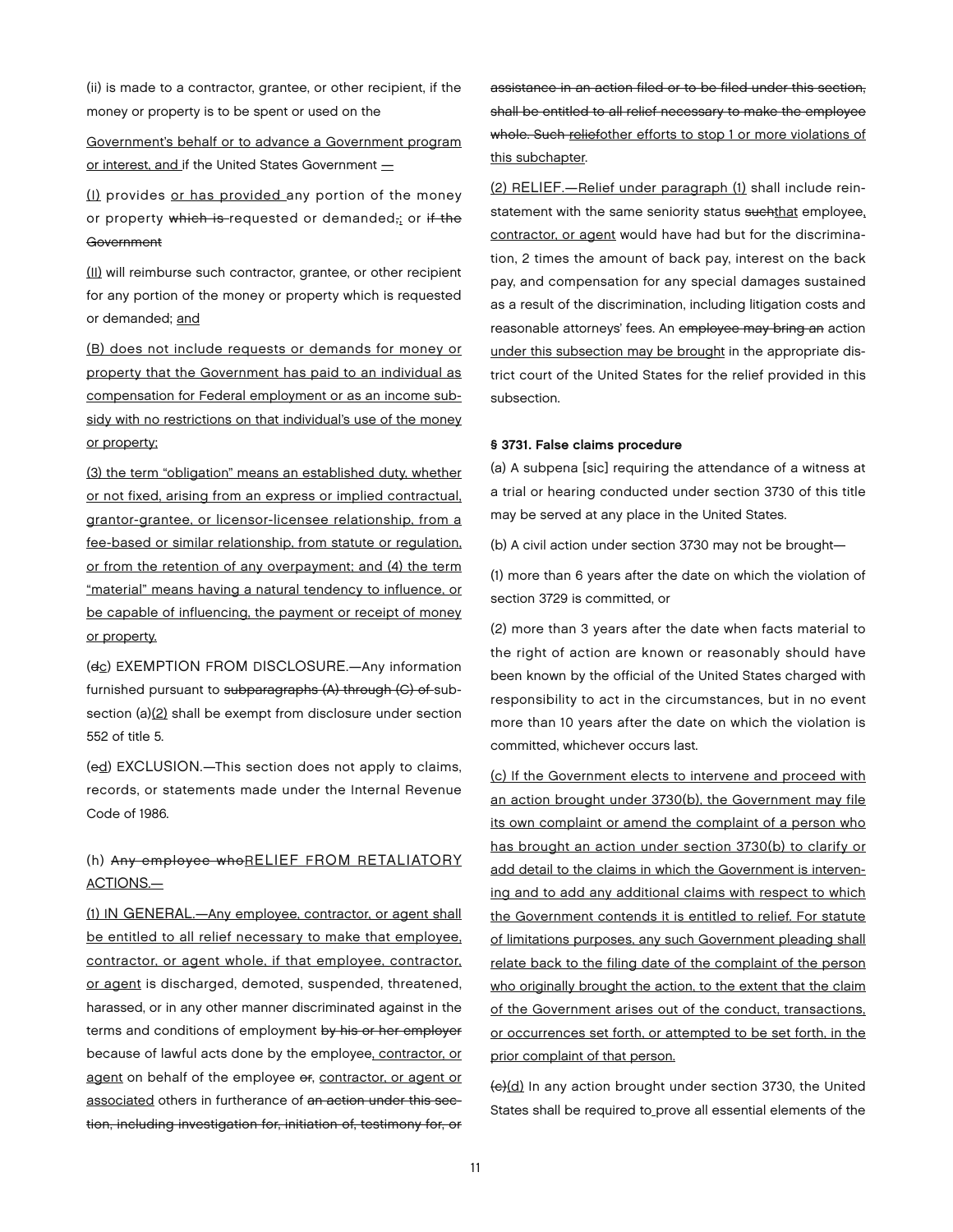(ii) is made to a contractor, grantee, or other recipient, if the money or property is to be spent or used on the

<u>Government's behalf or to advance a Government program or interest, and</u> if the United States Government <u>—</u>

<u>(I)</u> provides <u>or has provided</u> any portion of the money or property ~~which is~~ requested or demanded~~,~~<u>;</u> or ~~if the Government~~

<u>(II)</u> will reimburse such contractor, grantee, or other recipient for any portion of the money or property which is requested or demanded; <u>and</u>

<u>(B) does not include requests or demands for money or property that the Government has paid to an individual as compensation for Federal employment or as an income subsidy with no restrictions on that individual's use of the money or property;</u>

<u>(3) the term "obligation" means an established duty, whether or not fixed, arising from an express or implied contractual, grantor-grantee, or licensor-licensee relationship, from a fee-based or similar relationship, from statute or regulation, or from the retention of any overpayment; and (4) the term "material" means having a natural tendency to influence, or be capable of influencing, the payment or receipt of money or property.</u>

(~~d~~<u>c</u>) EXEMPTION FROM DISCLOSURE.—Any information furnished pursuant to ~~subparagraphs (A) through (C) of~~ subsection (a)<u>(2)</u> shall be exempt from disclosure under section 552 of title 5.

(~~e~~<u>d</u>) EXCLUSION.—This section does not apply to claims, records, or statements made under the Internal Revenue Code of 1986.

(h) ~~Any employee who~~<u>RELIEF FROM RETALIATORY ACTIONS.—</u>

<u>(1) IN GENERAL.—Any employee, contractor, or agent shall be entitled to all relief necessary to make that employee, contractor, or agent whole, if that employee, contractor, or agent</u> is discharged, demoted, suspended, threatened, harassed, or in any other manner discriminated against in the terms and conditions of employment ~~by his or her employer~~ because of lawful acts done by the employee<u>, contractor, or agent</u> on behalf of the employee ~~or~~, <u>contractor, or agent or associated</u> others in furtherance of ~~an action under this section, including investigation for, initiation of, testimony for, or assistance in an action filed or to be filed under this section, shall be entitled to all relief necessary to make the employee whole. Such relief~~<u>other efforts to stop 1 or more violations of this subchapter</u>.

<u>(2) RELIEF.—Relief under paragraph (1)</u> shall include reinstatement with the same seniority status ~~such~~<u>that</u> employee<u>, contractor, or agent</u> would have had but for the discrimination, 2 times the amount of back pay, interest on the back pay, and compensation for any special damages sustained as a result of the discrimination, including litigation costs and reasonable attorneys' fees. An ~~employee may bring an~~ action <u>under this subsection may be brought</u> in the appropriate district court of the United States for the relief provided in this subsection.

**§ 3731. False claims procedure**

(a) A subpena [sic] requiring the attendance of a witness at a trial or hearing conducted under section 3730 of this title may be served at any place in the United States.

(b) A civil action under section 3730 may not be brought—

(1) more than 6 years after the date on which the violation of section 3729 is committed, or

(2) more than 3 years after the date when facts material to the right of action are known or reasonably should have been known by the official of the United States charged with responsibility to act in the circumstances, but in no event more than 10 years after the date on which the violation is committed, whichever occurs last.

<u>(c) If the Government elects to intervene and proceed with an action brought under 3730(b), the Government may file its own complaint or amend the complaint of a person who has brought an action under section 3730(b) to clarify or add detail to the claims in which the Government is intervening and to add any additional claims with respect to which the Government contends it is entitled to relief. For statute of limitations purposes, any such Government pleading shall relate back to the filing date of the complaint of the person who originally brought the action, to the extent that the claim of the Government arises out of the conduct, transactions, or occurrences set forth, or attempted to be set forth, in the prior complaint of that person.</u>

~~(c)~~<u>(d)</u> In any action brought under section 3730, the United States shall be required to prove all essential elements of the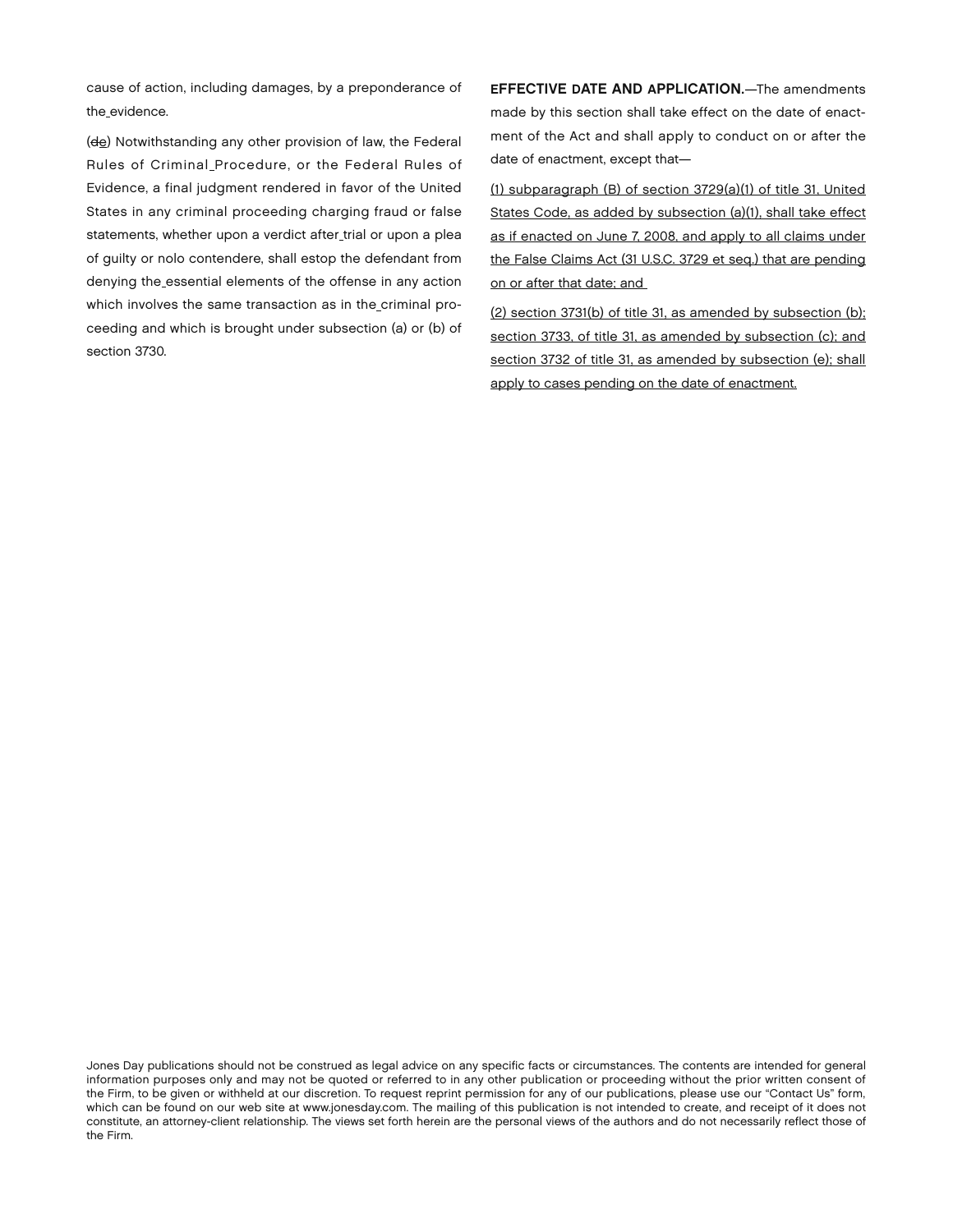cause of action, including damages, by a preponderance of the evidence.

(~~d~~e) Notwithstanding any other provision of law, the Federal Rules of Criminal Procedure, or the Federal Rules of Evidence, a final judgment rendered in favor of the United States in any criminal proceeding charging fraud or false statements, whether upon a verdict after trial or upon a plea of guilty or nolo contendere, shall estop the defendant from denying the essential elements of the offense in any action which involves the same transaction as in the criminal proceeding and which is brought under subsection (a) or (b) of section 3730.

**EFFECTIVE DATE AND APPLICATION.**—The amendments made by this section shall take effect on the date of enactment of the Act and shall apply to conduct on or after the date of enactment, except that—

<u>(1) subparagraph (B) of section 3729(a)(1) of title 31, United States Code, as added by subsection (a)(1), shall take effect as if enacted on June 7, 2008, and apply to all claims under the False Claims Act (31 U.S.C. 3729 et seq.) that are pending on or after that date; and</u>

<u>(2) section 3731(b) of title 31, as amended by subsection (b); section 3733, of title 31, as amended by subsection (c); and section 3732 of title 31, as amended by subsection (e); shall apply to cases pending on the date of enactment.</u>

Jones Day publications should not be construed as legal advice on any specific facts or circumstances. The contents are intended for general information purposes only and may not be quoted or referred to in any other publication or proceeding without the prior written consent of the Firm, to be given or withheld at our discretion. To request reprint permission for any of our publications, please use our "Contact Us" form, which can be found on our web site at www.jonesday.com. The mailing of this publication is not intended to create, and receipt of it does not constitute, an attorney-client relationship. The views set forth herein are the personal views of the authors and do not necessarily reflect those of the Firm.